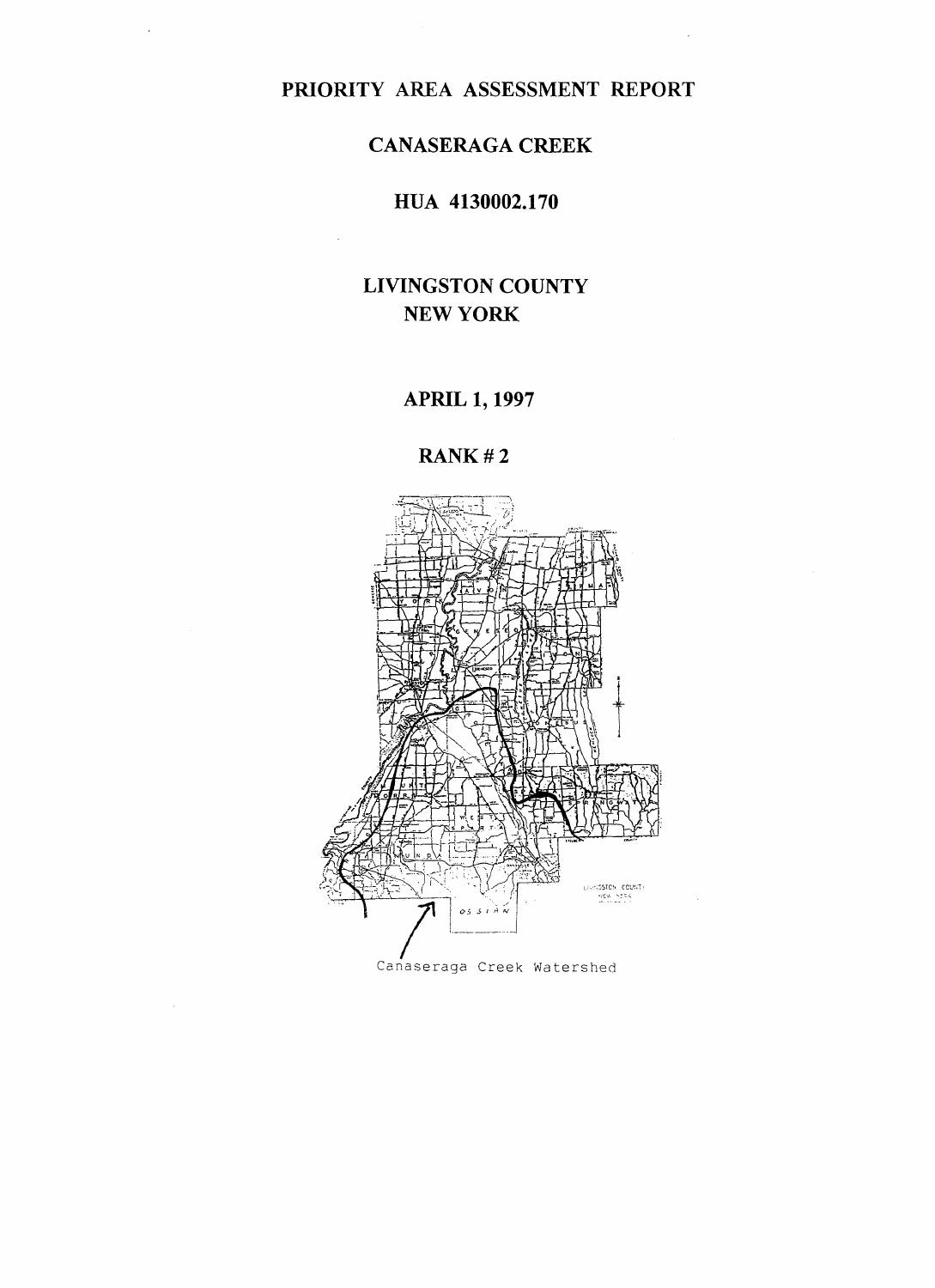# PRIORITY AREA ASSESSMENT REPORT

## CANASERAGA CREEK

## HUA 4130002.170

## LIVINGSTON COUNTY
## NEW YORK

## APRIL 1, 1997

## RANK # 2

Canaseraga Creek Watershed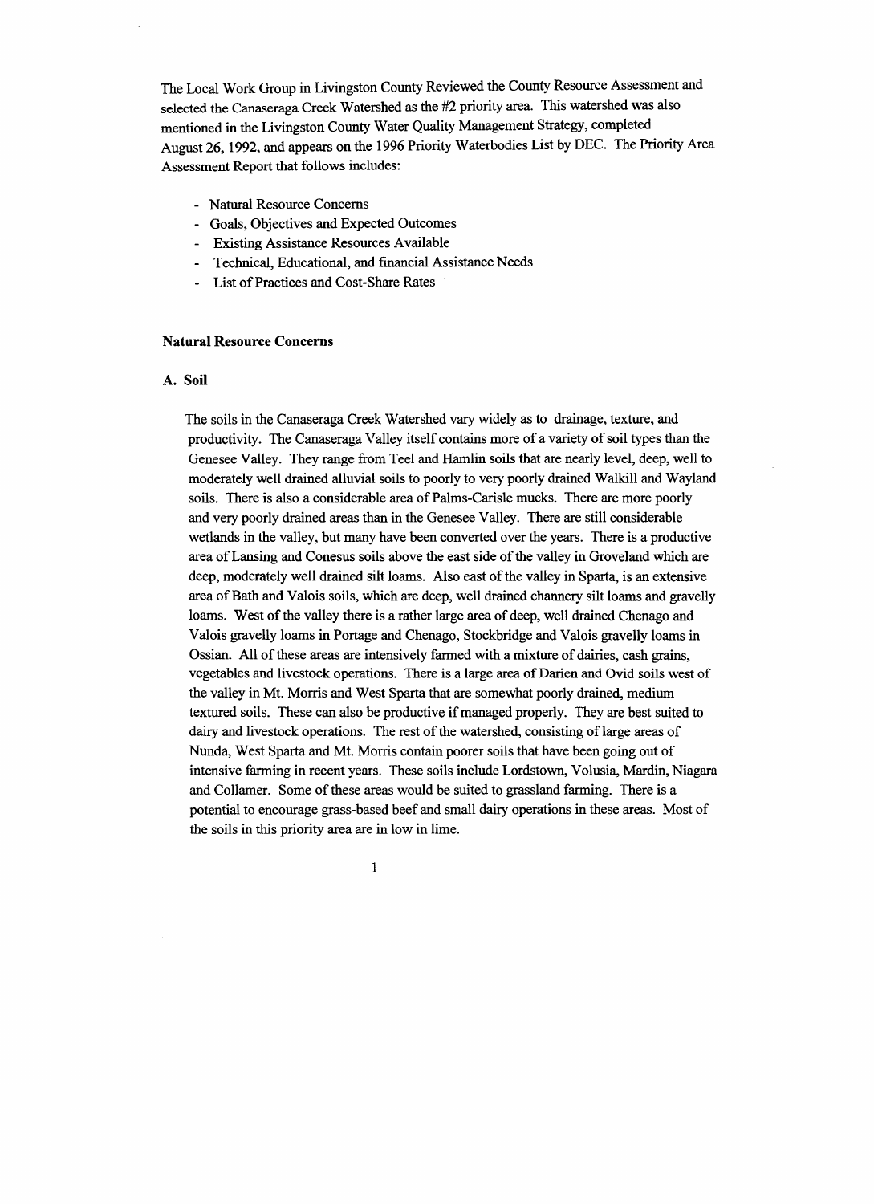The Local Work Group in Livingston County Reviewed the County Resource Assessment and selected the Canaseraga Creek Watershed as the #2 priority area. This watershed was also mentioned in the Livingston County Water Quality Management Strategy, completed August 26, 1992, and appears on the 1996 Priority Waterbodies List by DEC. The Priority Area Assessment Report that follows includes:

- Natural Resource Concerns
- Goals, Objectives and Expected Outcomes
- Existing Assistance Resources Available
- Technical, Educational, and financial Assistance Needs
- List of Practices and Cost-Share Rates

## Natural Resource Concerns

### A. Soil

The soils in the Canaseraga Creek Watershed vary widely as to drainage, texture, and productivity. The Canaseraga Valley itself contains more of a variety of soil types than the Genesee Valley. They range from Teel and Hamlin soils that are nearly level, deep, well to moderately well drained alluvial soils to poorly to very poorly drained Walkill and Wayland soils. There is also a considerable area of Palms-Carisle mucks. There are more poorly and very poorly drained areas than in the Genesee Valley. There are still considerable wetlands in the valley, but many have been converted over the years. There is a productive area of Lansing and Conesus soils above the east side of the valley in Groveland which are deep, moderately well drained silt loams. Also east of the valley in Sparta, is an extensive area of Bath and Valois soils, which are deep, well drained channery silt loams and gravelly loams. West of the valley there is a rather large area of deep, well drained Chenago and Valois gravelly loams in Portage and Chenago, Stockbridge and Valois gravelly loams in Ossian. All of these areas are intensively farmed with a mixture of dairies, cash grains, vegetables and livestock operations. There is a large area of Darien and Ovid soils west of the valley in Mt. Morris and West Sparta that are somewhat poorly drained, medium textured soils. These can also be productive if managed properly. They are best suited to dairy and livestock operations. The rest of the watershed, consisting of large areas of Nunda, West Sparta and Mt. Morris contain poorer soils that have been going out of intensive farming in recent years. These soils include Lordstown, Volusia, Mardin, Niagara and Collamer. Some of these areas would be suited to grassland farming. There is a potential to encourage grass-based beef and small dairy operations in these areas. Most of the soils in this priority area are in low in lime.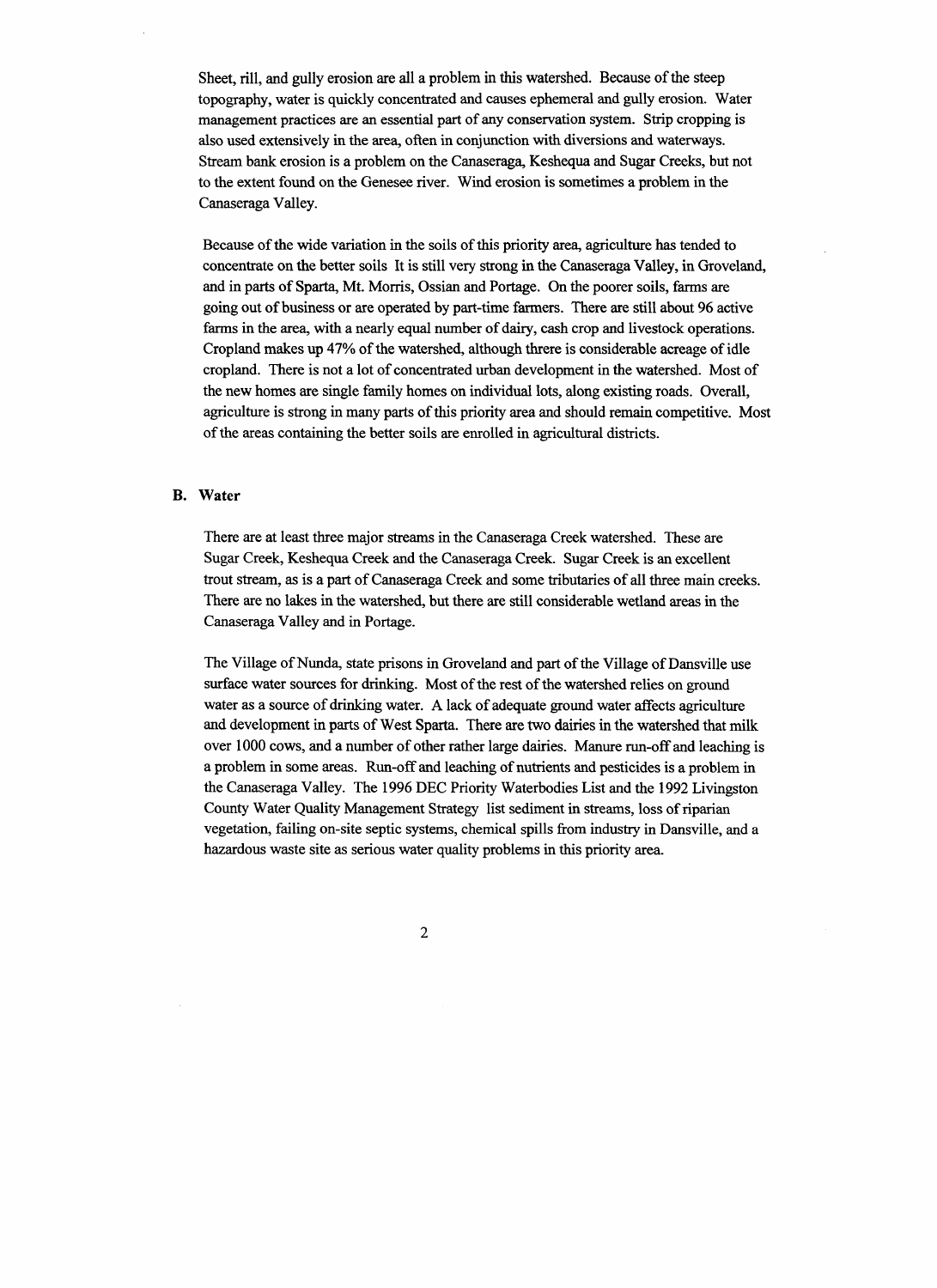Sheet, rill, and gully erosion are all a problem in this watershed. Because of the steep topography, water is quickly concentrated and causes ephemeral and gully erosion. Water management practices are an essential part of any conservation system. Strip cropping is also used extensively in the area, often in conjunction with diversions and waterways. Stream bank erosion is a problem on the Canaseraga, Keshequa and Sugar Creeks, but not to the extent found on the Genesee river. Wind erosion is sometimes a problem in the Canaseraga Valley.

Because of the wide variation in the soils of this priority area, agriculture has tended to concentrate on the better soils It is still very strong in the Canaseraga Valley, in Groveland, and in parts of Sparta, Mt. Morris, Ossian and Portage. On the poorer soils, farms are going out of business or are operated by part-time farmers. There are still about 96 active farms in the area, with a nearly equal number of dairy, cash crop and livestock operations. Cropland makes up 47% of the watershed, although threre is considerable acreage of idle cropland. There is not a lot of concentrated urban development in the watershed. Most of the new homes are single family homes on individual lots, along existing roads. Overall, agriculture is strong in many parts of this priority area and should remain competitive. Most of the areas containing the better soils are enrolled in agricultural districts.

## B. Water

There are at least three major streams in the Canaseraga Creek watershed. These are Sugar Creek, Keshequa Creek and the Canaseraga Creek. Sugar Creek is an excellent trout stream, as is a part of Canaseraga Creek and some tributaries of all three main creeks. There are no lakes in the watershed, but there are still considerable wetland areas in the Canaseraga Valley and in Portage.

The Village of Nunda, state prisons in Groveland and part of the Village of Dansville use surface water sources for drinking. Most of the rest of the watershed relies on ground water as a source of drinking water. A lack of adequate ground water affects agriculture and development in parts of West Sparta. There are two dairies in the watershed that milk over 1000 cows, and a number of other rather large dairies. Manure run-off and leaching is a problem in some areas. Run-off and leaching of nutrients and pesticides is a problem in the Canaseraga Valley. The 1996 DEC Priority Waterbodies List and the 1992 Livingston County Water Quality Management Strategy list sediment in streams, loss of riparian vegetation, failing on-site septic systems, chemical spills from industry in Dansville, and a hazardous waste site as serious water quality problems in this priority area.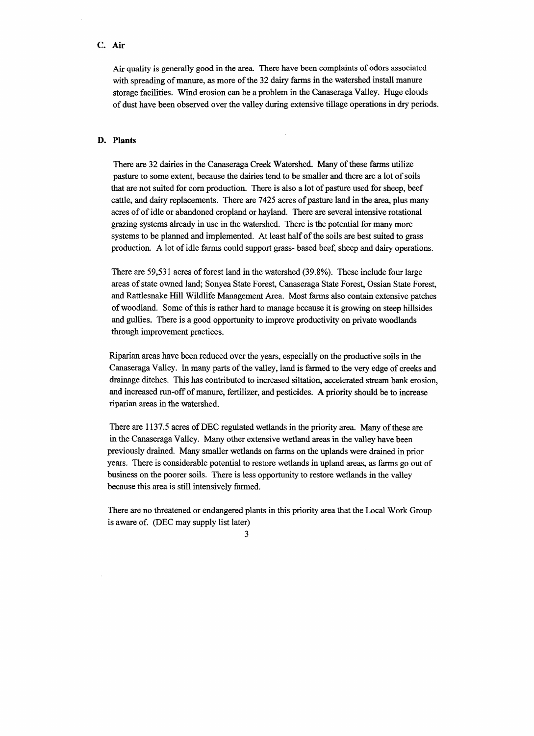### C. Air

Air quality is generally good in the area. There have been complaints of odors associated with spreading of manure, as more of the 32 dairy farms in the watershed install manure storage facilities. Wind erosion can be a problem in the Canaseraga Valley. Huge clouds of dust have been observed over the valley during extensive tillage operations in dry periods.

### D. Plants

There are 32 dairies in the Canaseraga Creek Watershed. Many of these farms utilize pasture to some extent, because the dairies tend to be smaller and there are a lot of soils that are not suited for corn production. There is also a lot of pasture used for sheep, beef cattle, and dairy replacements. There are 7425 acres of pasture land in the area, plus many acres of of idle or abandoned cropland or hayland. There are several intensive rotational grazing systems already in use in the watershed. There is the potential for many more systems to be planned and implemented. At least half of the soils are best suited to grass production. A lot of idle farms could support grass- based beef, sheep and dairy operations.

There are 59,531 acres of forest land in the watershed (39.8%). These include four large areas of state owned land; Sonyea State Forest, Canaseraga State Forest, Ossian State Forest, and Rattlesnake Hill Wildlife Management Area. Most farms also contain extensive patches of woodland. Some of this is rather hard to manage because it is growing on steep hillsides and gullies. There is a good opportunity to improve productivity on private woodlands through improvement practices.

Riparian areas have been reduced over the years, especially on the productive soils in the Canaseraga Valley. In many parts of the valley, land is farmed to the very edge of creeks and drainage ditches. This has contributed to increased siltation, accelerated stream bank erosion, and increased run-off of manure, fertilizer, and pesticides. A priority should be to increase riparian areas in the watershed.

There are 1137.5 acres of DEC regulated wetlands in the priority area. Many of these are in the Canaseraga Valley. Many other extensive wetland areas in the valley have been previously drained. Many smaller wetlands on farms on the uplands were drained in prior years. There is considerable potential to restore wetlands in upland areas, as farms go out of business on the poorer soils. There is less opportunity to restore wetlands in the valley because this area is still intensively farmed.

There are no threatened or endangered plants in this priority area that the Local Work Group is aware of. (DEC may supply list later)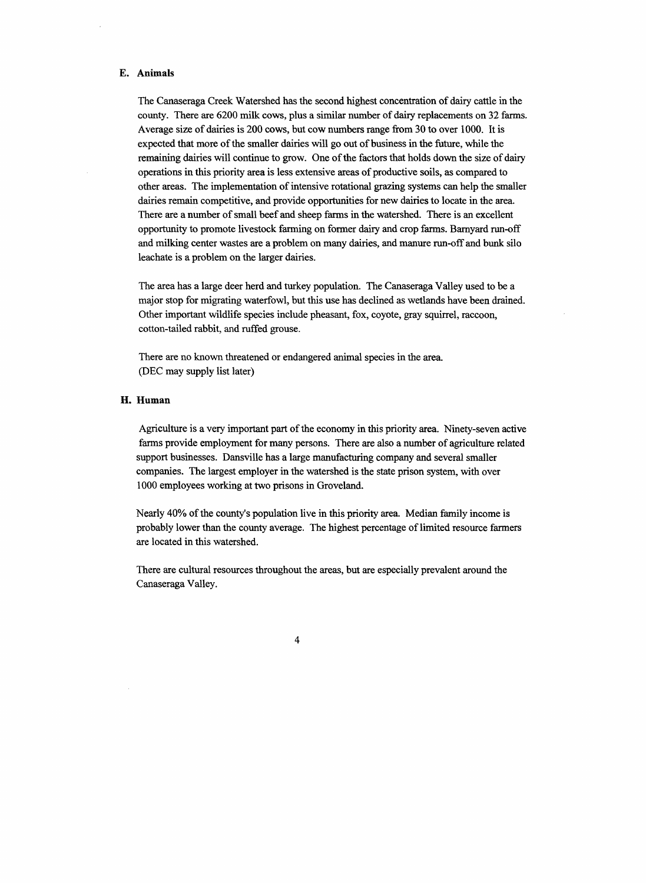### E. Animals

The Canaseraga Creek Watershed has the second highest concentration of dairy cattle in the county. There are 6200 milk cows, plus a similar number of dairy replacements on 32 farms. Average size of dairies is 200 cows, but cow numbers range from 30 to over 1000. It is expected that more of the smaller dairies will go out of business in the future, while the remaining dairies will continue to grow. One of the factors that holds down the size of dairy operations in this priority area is less extensive areas of productive soils, as compared to other areas. The implementation of intensive rotational grazing systems can help the smaller dairies remain competitive, and provide opportunities for new dairies to locate in the area. There are a number of small beef and sheep farms in the watershed. There is an excellent opportunity to promote livestock farming on former dairy and crop farms. Barnyard run-off and milking center wastes are a problem on many dairies, and manure run-off and bunk silo leachate is a problem on the larger dairies.

The area has a large deer herd and turkey population. The Canaseraga Valley used to be a major stop for migrating waterfowl, but this use has declined as wetlands have been drained. Other important wildlife species include pheasant, fox, coyote, gray squirrel, raccoon, cotton-tailed rabbit, and ruffed grouse.

There are no known threatened or endangered animal species in the area.
(DEC may supply list later)

### H. Human

Agriculture is a very important part of the economy in this priority area. Ninety-seven active farms provide employment for many persons. There are also a number of agriculture related support businesses. Dansville has a large manufacturing company and several smaller companies. The largest employer in the watershed is the state prison system, with over 1000 employees working at two prisons in Groveland.

Nearly 40% of the county's population live in this priority area. Median family income is probably lower than the county average. The highest percentage of limited resource farmers are located in this watershed.

There are cultural resources throughout the areas, but are especially prevalent around the Canaseraga Valley.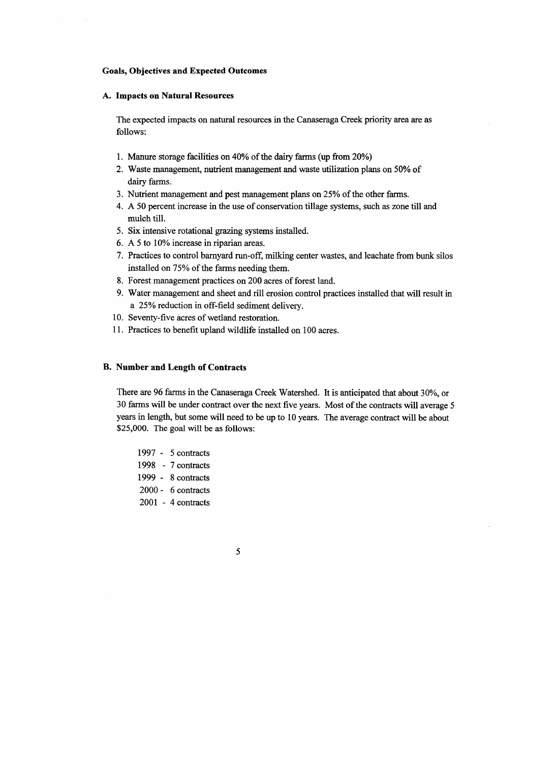**Goals, Objectives and Expected Outcomes**

**A. Impacts on Natural Resources**

The expected impacts on natural resources in the Canaseraga Creek priority area are as follows:

1. Manure storage facilities on 40% of the dairy farms (up from 20%)
2. Waste management, nutrient management and waste utilization plans on 50% of dairy farms.
3. Nutrient management and pest management plans on 25% of the other farms.
4. A 50 percent increase in the use of conservation tillage systems, such as zone till and mulch till.
5. Six intensive rotational grazing systems installed.
6. A 5 to 10% increase in riparian areas.
7. Practices to control barnyard run-off, milking center wastes, and leachate from bunk silos installed on 75% of the farms needing them.
8. Forest management practices on 200 acres of forest land.
9. Water management and sheet and rill erosion control practices installed that will result in a 25% reduction in off-field sediment delivery.
10. Seventy-five acres of wetland restoration.
11. Practices to benefit upland wildlife installed on 100 acres.

**B. Number and Length of Contracts**

There are 96 farms in the Canaseraga Creek Watershed. It is anticipated that about 30%, or 30 farms will be under contract over the next five years. Most of the contracts will average 5 years in length, but some will need to be up to 10 years. The average contract will be about $25,000. The goal will be as follows:

1997 - 5 contracts
1998 - 7 contracts
1999 - 8 contracts
2000 - 6 contracts
2001 - 4 contracts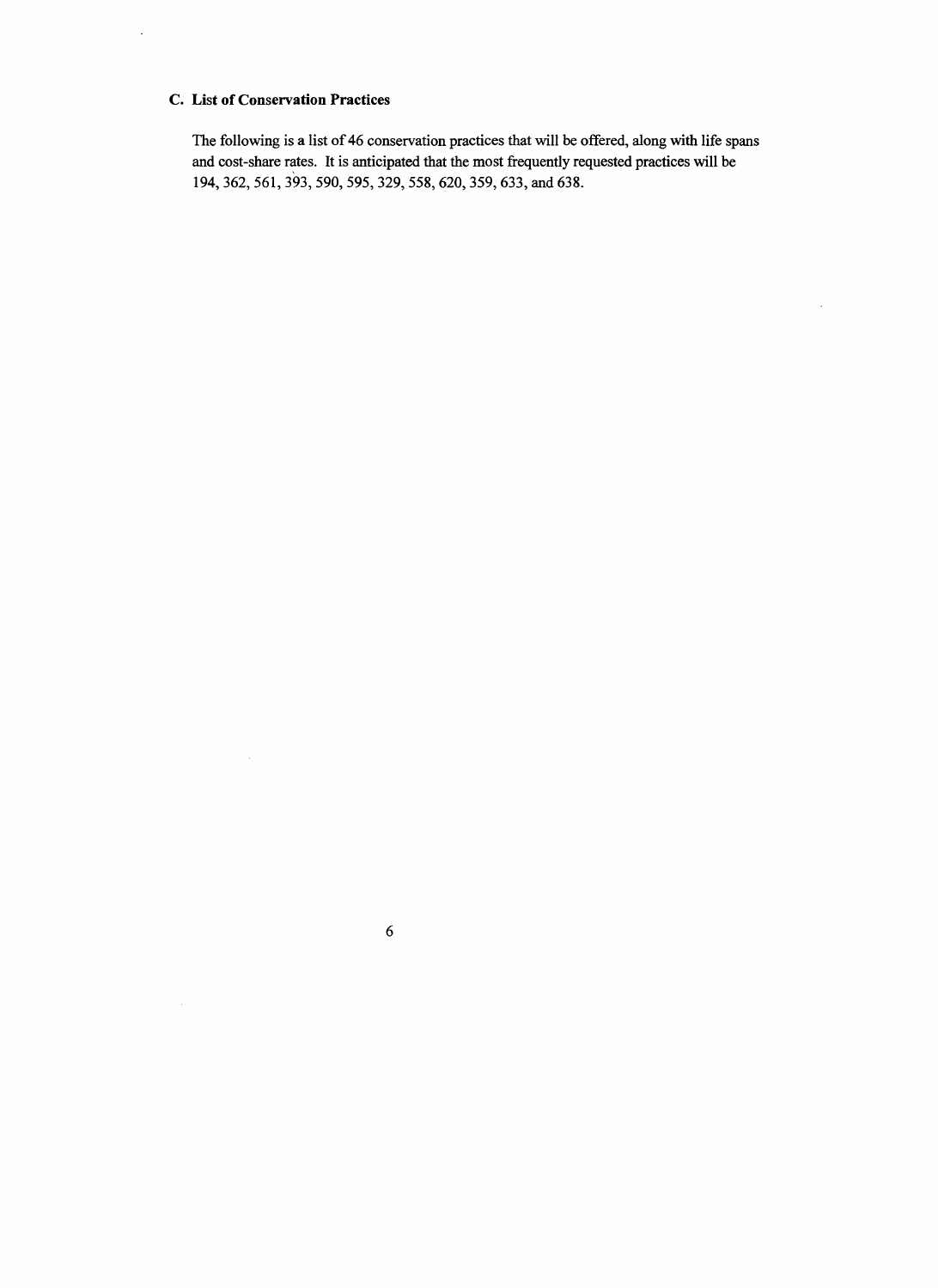### C. List of Conservation Practices

The following is a list of 46 conservation practices that will be offered, along with life spans and cost-share rates. It is anticipated that the most frequently requested practices will be 194, 362, 561, 393, 590, 595, 329, 558, 620, 359, 633, and 638.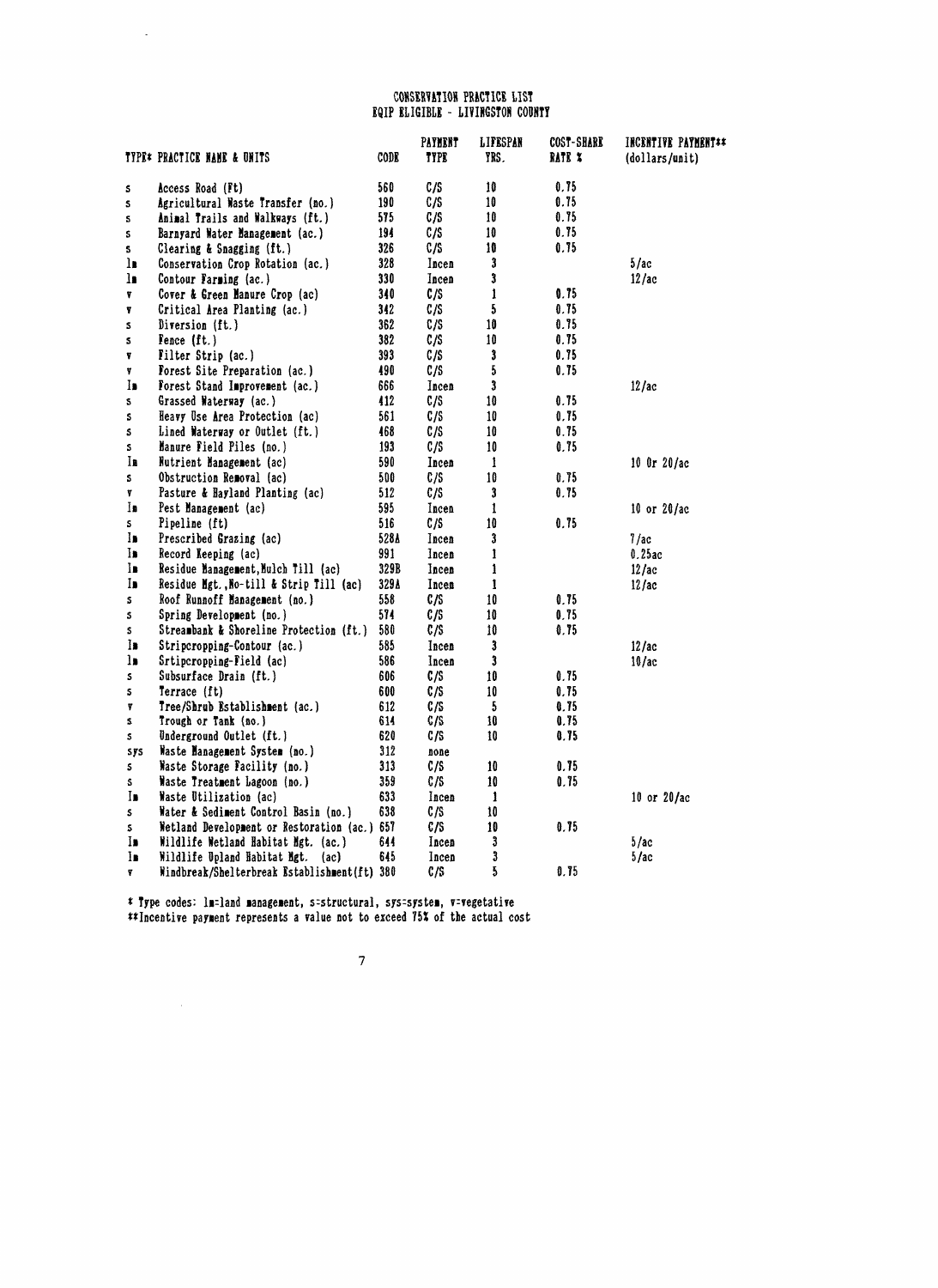# CONSERVATION PRACTICE LIST
## EQIP ELIGIBLE - LIVINGSTON COUNTY

| TYPE* | PRACTICE NAME & UNITS | CODE | PAYMENT TYPE | LIFESPAN YRS. | COST-SHARE RATE % | INCENTIVE PAYMENT** (dollars/unit) |
|---|---|---|---|---|---|---|
| s | Access Road (Ft) | 560 | C/S | 10 | 0.75 | |
| s | Agricultural Waste Transfer (no.) | 190 | C/S | 10 | 0.75 | |
| s | Animal Trails and Walkways (ft.) | 575 | C/S | 10 | 0.75 | |
| s | Barnyard Water Management (ac.) | 194 | C/S | 10 | 0.75 | |
| s | Clearing & Snagging (ft.) | 326 | C/S | 10 | 0.75 | |
| lm | Conservation Crop Rotation (ac.) | 328 | Incen | 3 | | 5/ac |
| lm | Contour Farming (ac.) | 330 | Incen | 3 | | 12/ac |
| v | Cover & Green Manure Crop (ac) | 340 | C/S | 1 | 0.75 | |
| v | Critical Area Planting (ac.) | 342 | C/S | 5 | 0.75 | |
| s | Diversion (ft.) | 362 | C/S | 10 | 0.75 | |
| s | Fence (ft.) | 382 | C/S | 10 | 0.75 | |
| v | Filter Strip (ac.) | 393 | C/S | 3 | 0.75 | |
| v | Forest Site Preparation (ac.) | 490 | C/S | 5 | 0.75 | |
| lm | Forest Stand Improvement (ac.) | 666 | Incen | 3 | | 12/ac |
| s | Grassed Waterway (ac.) | 412 | C/S | 10 | 0.75 | |
| s | Heavy Use Area Protection (ac) | 561 | C/S | 10 | 0.75 | |
| s | Lined Waterway or Outlet (ft.) | 468 | C/S | 10 | 0.75 | |
| s | Manure Field Piles (no.) | 193 | C/S | 10 | 0.75 | |
| lm | Nutrient Management (ac) | 590 | Incen | 1 | | 10 Or 20/ac |
| s | Obstruction Removal (ac) | 500 | C/S | 10 | 0.75 | |
| v | Pasture & Hayland Planting (ac) | 512 | C/S | 3 | 0.75 | |
| lm | Pest Management (ac) | 595 | Incen | 1 | | 10 or 20/ac |
| s | Pipeline (ft) | 516 | C/S | 10 | 0.75 | |
| lm | Prescribed Grazing (ac) | 528A | Incen | 3 | | 7/ac |
| lm | Record Keeping (ac) | 991 | Incen | 1 | | 0.25ac |
| lm | Residue Management,Mulch Till (ac) | 329B | Incen | 1 | | 12/ac |
| lm | Residue Mgt.,No-till & Strip Till (ac) | 329A | Incen | 1 | | 12/ac |
| s | Roof Runnoff Management (no.) | 558 | C/S | 10 | 0.75 | |
| s | Spring Development (no.) | 574 | C/S | 10 | 0.75 | |
| s | Streambank & Shoreline Protection (ft.) | 580 | C/S | 10 | 0.75 | |
| lm | Stripcropping-Contour (ac.) | 585 | Incen | 3 | | 12/ac |
| lm | Srtipcropping-Field (ac) | 586 | Incen | 3 | | 10/ac |
| s | Subsurface Drain (ft.) | 606 | C/S | 10 | 0.75 | |
| s | Terrace (ft) | 600 | C/S | 10 | 0.75 | |
| v | Tree/Shrub Establishment (ac.) | 612 | C/S | 5 | 0.75 | |
| s | Trough or Tank (no.) | 614 | C/S | 10 | 0.75 | |
| s | Underground Outlet (ft.) | 620 | C/S | 10 | 0.75 | |
| sys | Waste Management System (no.) | 312 | none | | | |
| s | Waste Storage Facility (no.) | 313 | C/S | 10 | 0.75 | |
| s | Waste Treatment Lagoon (no.) | 359 | C/S | 10 | 0.75 | |
| lm | Waste Utilization (ac) | 633 | Incen | 1 | | 10 or 20/ac |
| s | Water & Sediment Control Basin (no.) | 638 | C/S | 10 | | |
| s | Wetland Development or Restoration (ac.) | 657 | C/S | 10 | 0.75 | |
| lm | Wildlife Wetland Habitat Mgt. (ac.) | 644 | Incen | 3 | | 5/ac |
| lm | Wildlife Upland Habitat Mgt. (ac) | 645 | Incen | 3 | | 5/ac |
| v | Windbreak/Shelterbreak Establishment(ft) | 380 | C/S | 5 | 0.75 | |

* Type codes: lm=land management, s=structural, sys=system, v=vegetative
**Incentive payment represents a value not to exceed 75% of the actual cost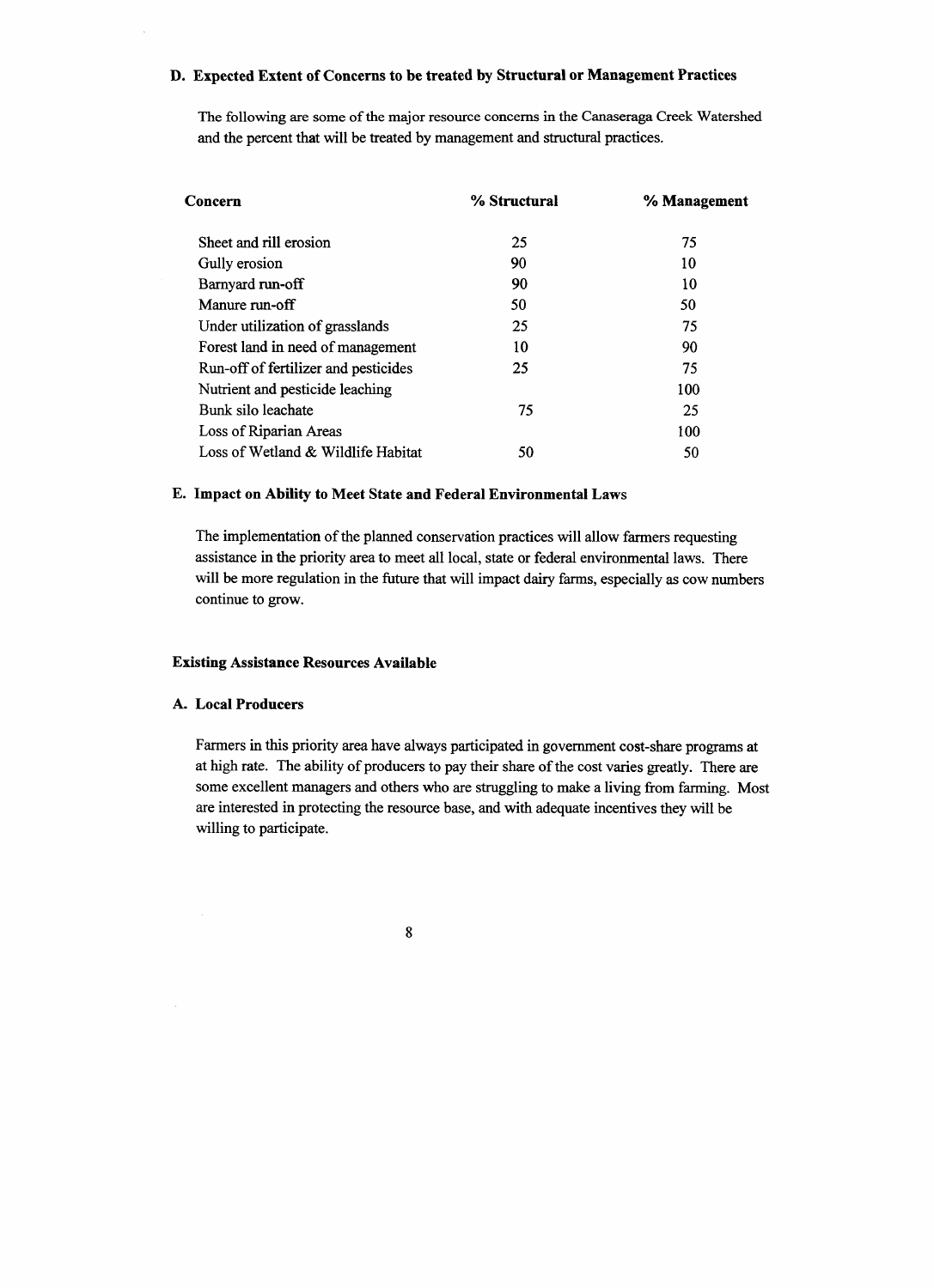### D. Expected Extent of Concerns to be treated by Structural or Management Practices

The following are some of the major resource concerns in the Canaseraga Creek Watershed and the percent that will be treated by management and structural practices.

| Concern | % Structural | % Management |
|---|---|---|
| Sheet and rill erosion | 25 | 75 |
| Gully erosion | 90 | 10 |
| Barnyard run-off | 90 | 10 |
| Manure run-off | 50 | 50 |
| Under utilization of grasslands | 25 | 75 |
| Forest land in need of management | 10 | 90 |
| Run-off of fertilizer and pesticides | 25 | 75 |
| Nutrient and pesticide leaching | | 100 |
| Bunk silo leachate | 75 | 25 |
| Loss of Riparian Areas | | 100 |
| Loss of Wetland & Wildlife Habitat | 50 | 50 |

### E. Impact on Ability to Meet State and Federal Environmental Laws

The implementation of the planned conservation practices will allow farmers requesting assistance in the priority area to meet all local, state or federal environmental laws. There will be more regulation in the future that will impact dairy farms, especially as cow numbers continue to grow.

## Existing Assistance Resources Available

### A. Local Producers

Farmers in this priority area have always participated in government cost-share programs at at high rate. The ability of producers to pay their share of the cost varies greatly. There are some excellent managers and others who are struggling to make a living from farming. Most are interested in protecting the resource base, and with adequate incentives they will be willing to participate.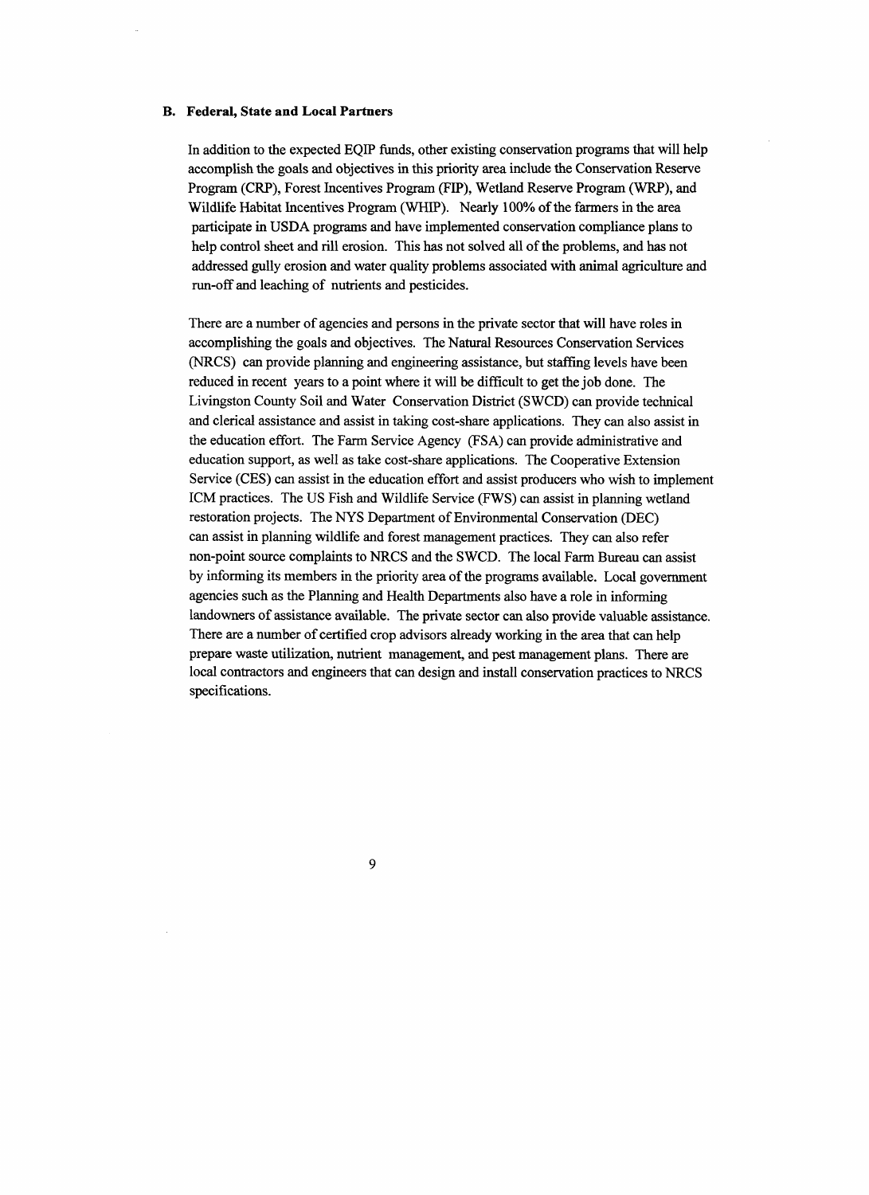### B. Federal, State and Local Partners

In addition to the expected EQIP funds, other existing conservation programs that will help accomplish the goals and objectives in this priority area include the Conservation Reserve Program (CRP), Forest Incentives Program (FIP), Wetland Reserve Program (WRP), and Wildlife Habitat Incentives Program (WHIP). Nearly 100% of the farmers in the area participate in USDA programs and have implemented conservation compliance plans to help control sheet and rill erosion. This has not solved all of the problems, and has not addressed gully erosion and water quality problems associated with animal agriculture and run-off and leaching of nutrients and pesticides.

There are a number of agencies and persons in the private sector that will have roles in accomplishing the goals and objectives. The Natural Resources Conservation Services (NRCS) can provide planning and engineering assistance, but staffing levels have been reduced in recent years to a point where it will be difficult to get the job done. The Livingston County Soil and Water Conservation District (SWCD) can provide technical and clerical assistance and assist in taking cost-share applications. They can also assist in the education effort. The Farm Service Agency (FSA) can provide administrative and education support, as well as take cost-share applications. The Cooperative Extension Service (CES) can assist in the education effort and assist producers who wish to implement ICM practices. The US Fish and Wildlife Service (FWS) can assist in planning wetland restoration projects. The NYS Department of Environmental Conservation (DEC) can assist in planning wildlife and forest management practices. They can also refer non-point source complaints to NRCS and the SWCD. The local Farm Bureau can assist by informing its members in the priority area of the programs available. Local government agencies such as the Planning and Health Departments also have a role in informing landowners of assistance available. The private sector can also provide valuable assistance. There are a number of certified crop advisors already working in the area that can help prepare waste utilization, nutrient management, and pest management plans. There are local contractors and engineers that can design and install conservation practices to NRCS specifications.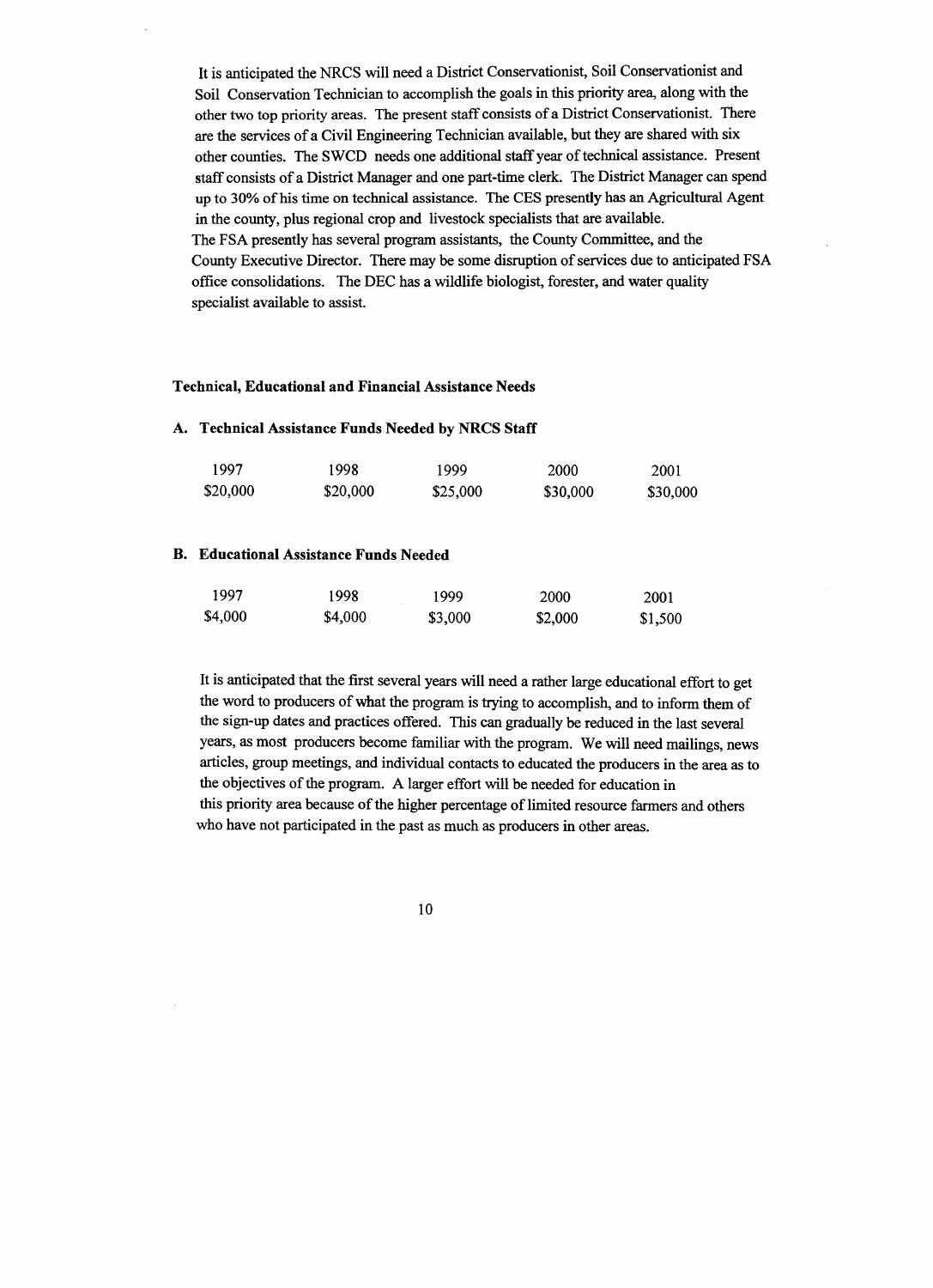It is anticipated the NRCS will need a District Conservationist, Soil Conservationist and Soil Conservation Technician to accomplish the goals in this priority area, along with the other two top priority areas. The present staff consists of a District Conservationist. There are the services of a Civil Engineering Technician available, but they are shared with six other counties. The SWCD needs one additional staff year of technical assistance. Present staff consists of a District Manager and one part-time clerk. The District Manager can spend up to 30% of his time on technical assistance. The CES presently has an Agricultural Agent in the county, plus regional crop and livestock specialists that are available. The FSA presently has several program assistants, the County Committee, and the County Executive Director. There may be some disruption of services due to anticipated FSA office consolidations. The DEC has a wildlife biologist, forester, and water quality specialist available to assist.

**Technical, Educational and Financial Assistance Needs**

**A. Technical Assistance Funds Needed by NRCS Staff**

| 1997 | 1998 | 1999 | 2000 | 2001 |
|---|---|---|---|---|
| $20,000 | $20,000 | $25,000 | $30,000 | $30,000 |

**B. Educational Assistance Funds Needed**

| 1997 | 1998 | 1999 | 2000 | 2001 |
|---|---|---|---|---|
| $4,000 | $4,000 | $3,000 | $2,000 | $1,500 |

It is anticipated that the first several years will need a rather large educational effort to get the word to producers of what the program is trying to accomplish, and to inform them of the sign-up dates and practices offered. This can gradually be reduced in the last several years, as most producers become familiar with the program. We will need mailings, news articles, group meetings, and individual contacts to educated the producers in the area as to the objectives of the program. A larger effort will be needed for education in this priority area because of the higher percentage of limited resource farmers and others who have not participated in the past as much as producers in other areas.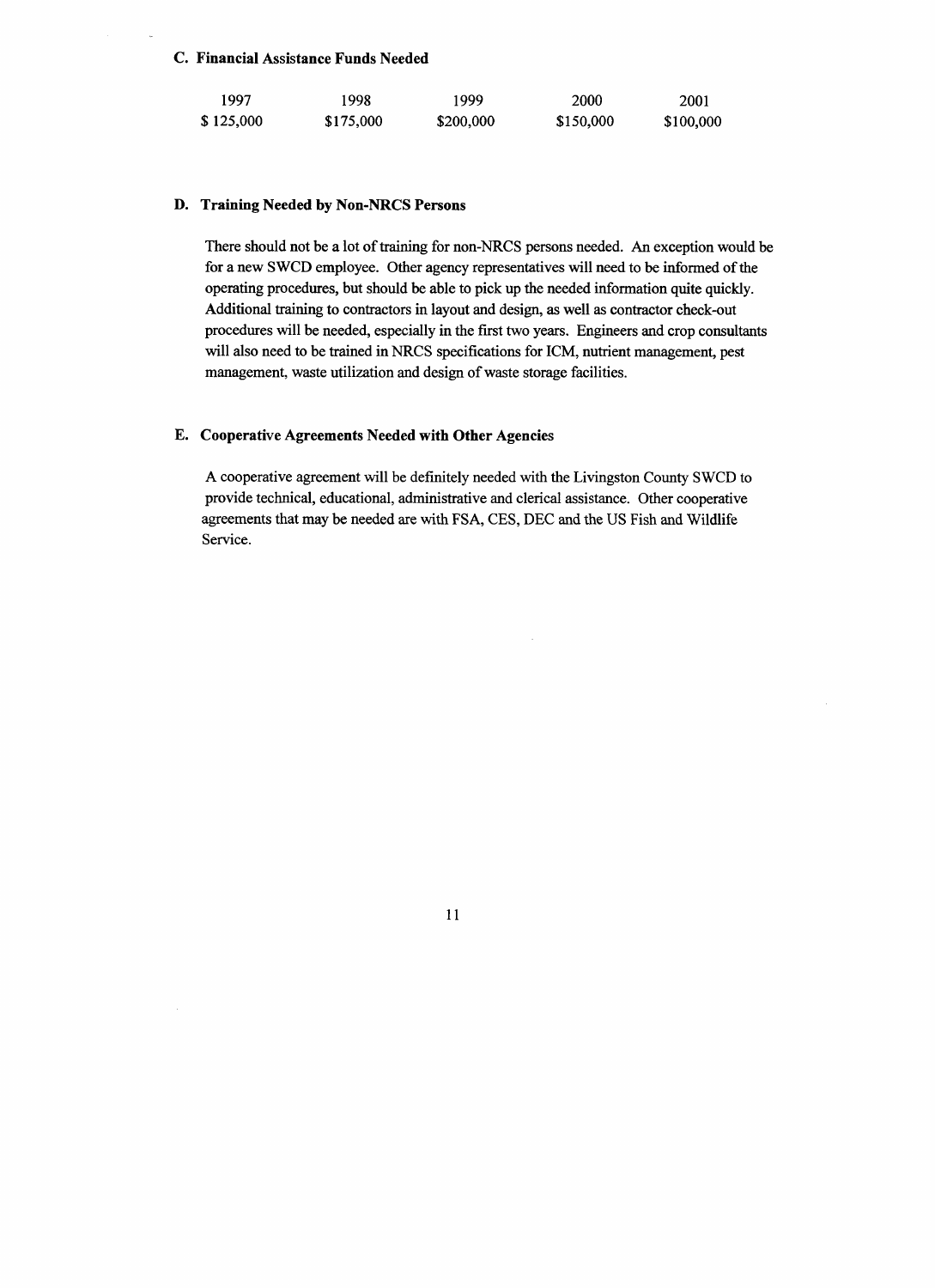### C. Financial Assistance Funds Needed

| 1997 | 1998 | 1999 | 2000 | 2001 |
|---|---|---|---|---|
| $ 125,000 | $175,000 | $200,000 | $150,000 | $100,000 |

### D. Training Needed by Non-NRCS Persons

There should not be a lot of training for non-NRCS persons needed. An exception would be for a new SWCD employee. Other agency representatives will need to be informed of the operating procedures, but should be able to pick up the needed information quite quickly. Additional training to contractors in layout and design, as well as contractor check-out procedures will be needed, especially in the first two years. Engineers and crop consultants will also need to be trained in NRCS specifications for ICM, nutrient management, pest management, waste utilization and design of waste storage facilities.

### E. Cooperative Agreements Needed with Other Agencies

A cooperative agreement will be definitely needed with the Livingston County SWCD to provide technical, educational, administrative and clerical assistance. Other cooperative agreements that may be needed are with FSA, CES, DEC and the US Fish and Wildlife Service.